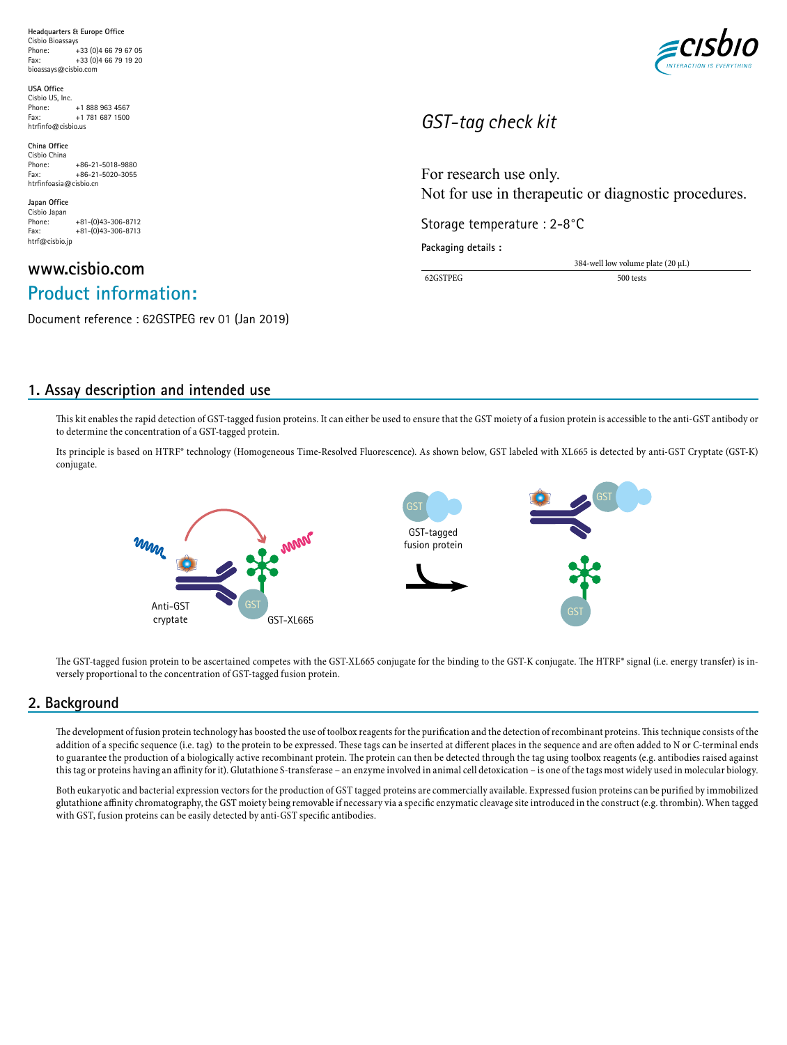**Headquarters & Europe Office**
Cisbio Bioassays
Phone: +33 (0)4 66 79 67 05
Fax: +33 (0)4 66 79 19 20
bioassays@cisbio.com

**USA Office**
Cisbio US, Inc.
Phone: +1 888 963 4567
Fax: +1 781 687 1500
htrfinfo@cisbio.us

**China Office**
Cisbio China
Phone: +86-21-5018-9880
Fax: +86-21-5020-3055
htrfinfoasia@cisbio.cn

**Japan Office**
Cisbio Japan
Phone: +81-(0)43-306-8712
Fax: +81-(0)43-306-8713
htrf@cisbio.jp

**www.cisbio.com**

# Product information:

Document reference : 62GSTPEG rev 01 (Jan 2019)

*GST-tag check kit*

For research use only.
Not for use in therapeutic or diagnostic procedures.

Storage temperature : 2-8°C

**Packaging details :**

| | 384-well low volume plate (20 µL) |
|---|---|
| 62GSTPEG | 500 tests |

## 1. Assay description and intended use

This kit enables the rapid detection of GST-tagged fusion proteins. It can either be used to ensure that the GST moiety of a fusion protein is accessible to the anti-GST antibody or to determine the concentration of a GST-tagged protein.

Its principle is based on HTRF® technology (Homogeneous Time-Resolved Fluorescence). As shown below, GST labeled with XL665 is detected by anti-GST Cryptate (GST-K) conjugate.

Anti-GST cryptate    GST    GST-XL665    GST-tagged fusion protein

The GST-tagged fusion protein to be ascertained competes with the GST-XL665 conjugate for the binding to the GST-K conjugate. The HTRF® signal (i.e. energy transfer) is inversely proportional to the concentration of GST-tagged fusion protein.

## 2. Background

The development of fusion protein technology has boosted the use of toolbox reagents for the purification and the detection of recombinant proteins. This technique consists of the addition of a specific sequence (i.e. tag) to the protein to be expressed. These tags can be inserted at different places in the sequence and are often added to N or C-terminal ends to guarantee the production of a biologically active recombinant protein. The protein can then be detected through the tag using toolbox reagents (e.g. antibodies raised against this tag or proteins having an affinity for it). Glutathione S-transferase – an enzyme involved in animal cell detoxication – is one of the tags most widely used in molecular biology.

Both eukaryotic and bacterial expression vectors for the production of GST tagged proteins are commercially available. Expressed fusion proteins can be purified by immobilized glutathione affinity chromatography, the GST moiety being removable if necessary via a specific enzymatic cleavage site introduced in the construct (e.g. thrombin). When tagged with GST, fusion proteins can be easily detected by anti-GST specific antibodies.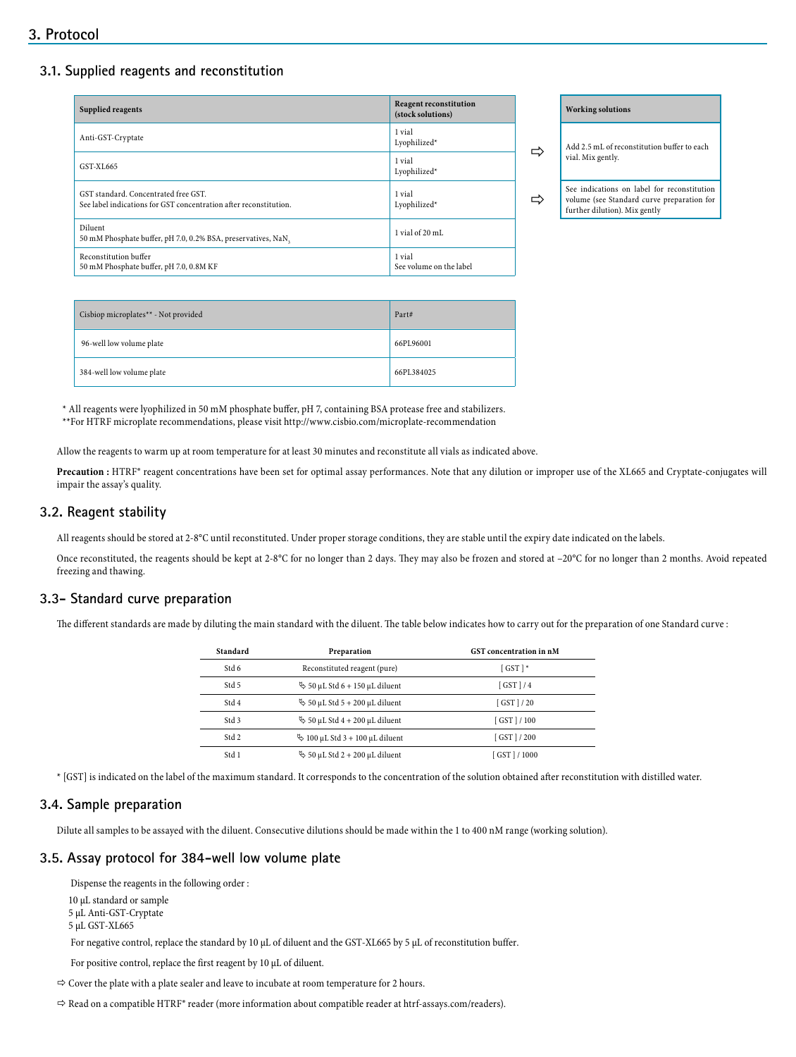## 3. Protocol

### 3.1. Supplied reagents and reconstitution

| Supplied reagents | Reagent reconstitution (stock solutions) | Working solutions |
|---|---|---|
| Anti-GST-Cryptate | 1 vial Lyophilized* | Add 2.5 mL of reconstitution buffer to each vial. Mix gently. |
| GST-XL665 | 1 vial Lyophilized* | Add 2.5 mL of reconstitution buffer to each vial. Mix gently. |
| GST standard. Concentrated free GST. See label indications for GST concentration after reconstitution. | 1 vial Lyophilized* | See indications on label for reconstitution volume (see Standard curve preparation for further dilution). Mix gently |
| Diluent 50 mM Phosphate buffer, pH 7.0, 0.2% BSA, preservatives, $NaN_3$ | 1 vial of 20 mL | |
| Reconstitution buffer 50 mM Phosphate buffer, pH 7.0, 0.8M KF | 1 vial See volume on the label | |

| Cisbiop microplates** - Not provided | Part# |
|---|---|
| 96-well low volume plate | 66PL96001 |
| 384-well low volume plate | 66PL384025 |

* All reagents were lyophilized in 50 mM phosphate buffer, pH 7, containing BSA protease free and stabilizers.
**For HTRF microplate recommendations, please visit http://www.cisbio.com/microplate-recommendation

Allow the reagents to warm up at room temperature for at least 30 minutes and reconstitute all vials as indicated above.

**Precaution :** HTRF® reagent concentrations have been set for optimal assay performances. Note that any dilution or improper use of the XL665 and Cryptate-conjugates will impair the assay's quality.

### 3.2. Reagent stability

All reagents should be stored at 2-8°C until reconstituted. Under proper storage conditions, they are stable until the expiry date indicated on the labels.

Once reconstituted, the reagents should be kept at 2-8°C for no longer than 2 days. They may also be frozen and stored at –20°C for no longer than 2 months. Avoid repeated freezing and thawing.

### 3.3- Standard curve preparation

The different standards are made by diluting the main standard with the diluent. The table below indicates how to carry out for the preparation of one Standard curve :

| Standard | Preparation | GST concentration in nM |
|---|---|---|
| Std 6 | Reconstituted reagent (pure) | [ GST ] * |
| Std 5 | 50 µL Std 6 + 150 µL diluent | [ GST ] / 4 |
| Std 4 | 50 µL Std 5 + 200 µL diluent | [ GST ] / 20 |
| Std 3 | 50 µL Std 4 + 200 µL diluent | [ GST ] / 100 |
| Std 2 | 100 µL Std 3 + 100 µL diluent | [ GST ] / 200 |
| Std 1 | 50 µL Std 2 + 200 µL diluent | [ GST ] / 1000 |

* [GST] is indicated on the label of the maximum standard. It corresponds to the concentration of the solution obtained after reconstitution with distilled water.

### 3.4. Sample preparation

Dilute all samples to be assayed with the diluent. Consecutive dilutions should be made within the 1 to 400 nM range (working solution).

### 3.5. Assay protocol for 384-well low volume plate

Dispense the reagents in the following order :

10 µL standard or sample
5 µL Anti-GST-Cryptate
5 µL GST-XL665

For negative control, replace the standard by 10 µL of diluent and the GST-XL665 by 5 µL of reconstitution buffer.

For positive control, replace the first reagent by 10 µL of diluent.

⇨ Cover the plate with a plate sealer and leave to incubate at room temperature for 2 hours.

⇨ Read on a compatible HTRF® reader (more information about compatible reader at htrf-assays.com/readers).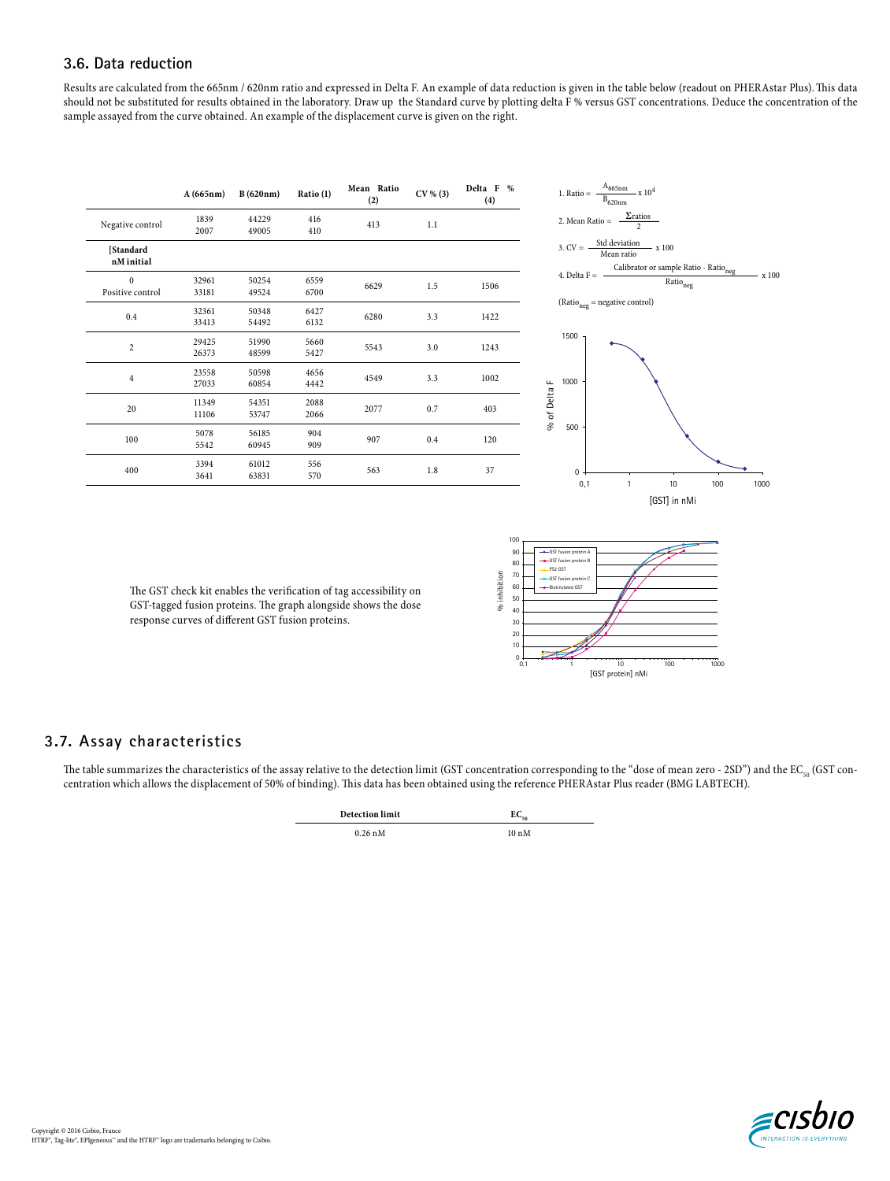### 3.6. Data reduction

Results are calculated from the 665nm / 620nm ratio and expressed in Delta F. An example of data reduction is given in the table below (readout on PHERAstar Plus). This data should not be substituted for results obtained in the laboratory. Draw up the Standard curve by plotting delta F % versus GST concentrations. Deduce the concentration of the sample assayed from the curve obtained. An example of the displacement curve is given on the right.

| | A (665nm) | B (620nm) | Ratio (1) | Mean Ratio (2) | CV % (3) | Delta F % (4) |
|---|---|---|---|---|---|---|
| Negative control | 1839<br>2007 | 44229<br>49005 | 416<br>410 | 413 | 1.1 | |
| **[Standard nM initial** | | | | | | |
| 0<br>Positive control | 32961<br>33181 | 50254<br>49524 | 6559<br>6700 | 6629 | 1.5 | 1506 |
| 0.4 | 32361<br>33413 | 50348<br>54492 | 6427<br>6132 | 6280 | 3.3 | 1422 |
| 2 | 29425<br>26373 | 51990<br>48599 | 5660<br>5427 | 5543 | 3.0 | 1243 |
| 4 | 23558<br>27033 | 50598<br>60854 | 4656<br>4442 | 4549 | 3.3 | 1002 |
| 20 | 11349<br>11106 | 54351<br>53747 | 2088<br>2066 | 2077 | 0.7 | 403 |
| 100 | 5078<br>5542 | 56185<br>60945 | 904<br>909 | 907 | 0.4 | 120 |
| 400 | 3394<br>3641 | 61012<br>63831 | 556<br>570 | 563 | 1.8 | 37 |

1. $\text{Ratio} = \frac{A_{665nm}}{B_{620nm}} \times 10^4$

2. $\text{Mean Ratio} = \frac{\Sigma \text{ratios}}{2}$

3. $\text{CV} = \frac{\text{Std deviation}}{\text{Mean ratio}} \times 100$

4. $\text{Delta F} = \frac{\text{Calibrator or sample Ratio} - \text{Ratio}_{neg}}{\text{Ratio}_{neg}} \times 100$

($\text{Ratio}_{neg}$ = negative control)

% of Delta F
1500
1000
500
0
0,1 1 10 100 1000
[GST] in nMi

The GST check kit enables the verification of tag accessibility on GST-tagged fusion proteins. The graph alongside shows the dose response curves of different GST fusion proteins.

% inhibition
100 90 80 70 60 50 40 30 20 10 0
0.1 1 10 100 1000
[GST protein] nMi
GST fusion protein A
GST fusion protein B
PS2 GST
GST fusion protein C
Biotinylated GST

### 3.7. Assay characteristics

The table summarizes the characteristics of the assay relative to the detection limit (GST concentration corresponding to the "dose of mean zero - 2SD") and the $EC_{50}$ (GST concentration which allows the displacement of 50% of binding). This data has been obtained using the reference PHERAstar Plus reader (BMG LABTECH).

| Detection limit | $EC_{50}$ |
|---|---|
| 0.26 nM | 10 nM |

Copyright © 2016 Cisbio, France
HTRF®, Tag-lite®, EPIgeneous™ and the HTRF® logo are trademarks belonging to Cisbio.